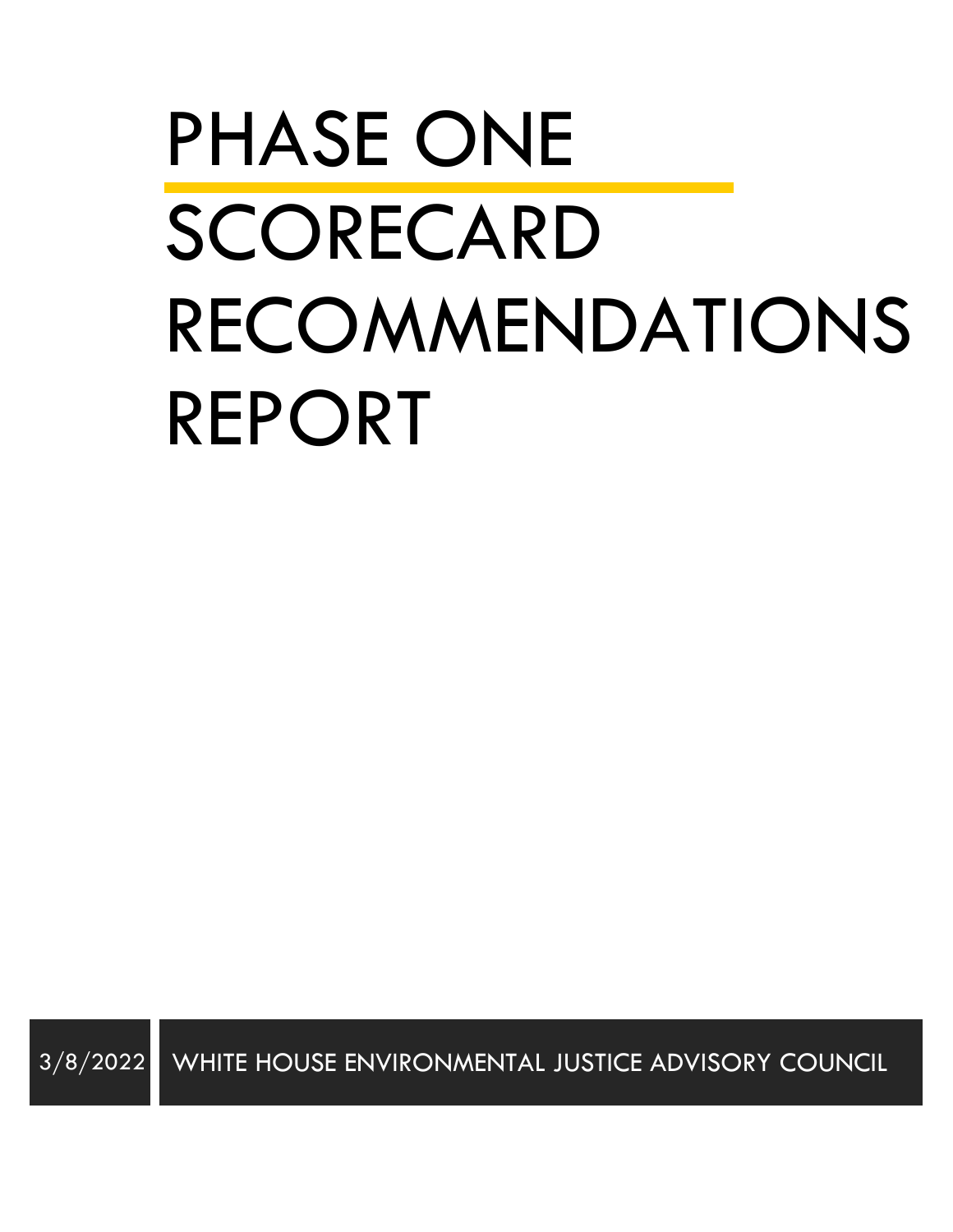# PHASE ONE SCORECARD RECOMMENDATIONS REPORT

3/8/2022 WHITE HOUSE ENVIRONMENTAL JUSTICE ADVISORY COUNCIL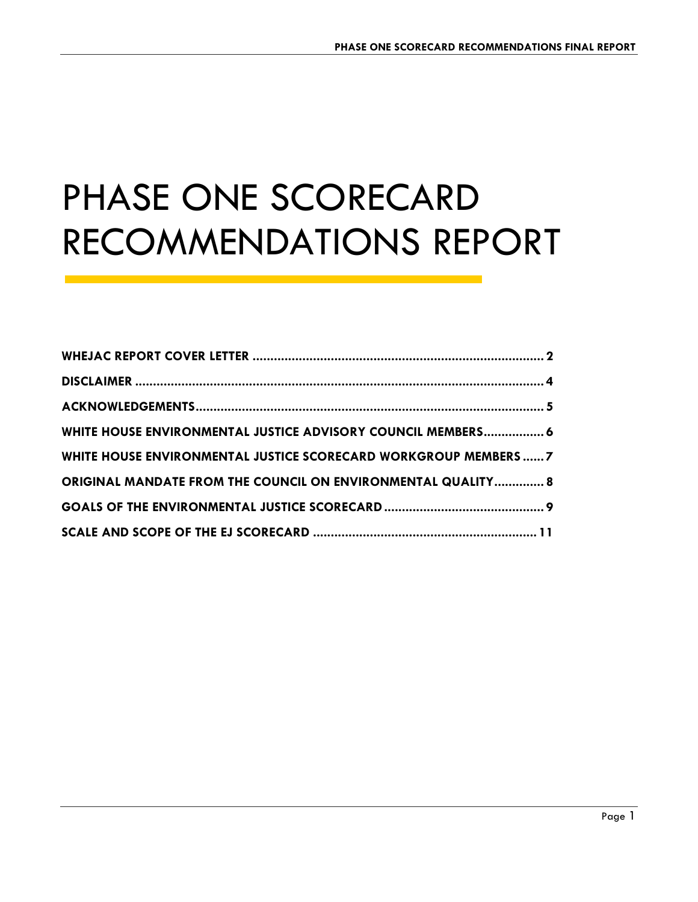# PHASE ONE SCORECARD RECOMMENDATIONS REPORT

**WHEJAC REPORT COVER LETTER** .......... 2

**DISCLAIMER** .......... 4

**ACKNOWLEDGEMENTS** .......... 5

**WHITE HOUSE ENVIRONMENTAL JUSTICE ADVISORY COUNCIL MEMBERS** .......... 6

**WHITE HOUSE ENVIRONMENTAL JUSTICE SCORECARD WORKGROUP MEMBERS** .......... 7

**ORIGINAL MANDATE FROM THE COUNCIL ON ENVIRONMENTAL QUALITY** .......... 8

**GOALS OF THE ENVIRONMENTAL JUSTICE SCORECARD** .......... 9

**SCALE AND SCOPE OF THE EJ SCORECARD** .......... 11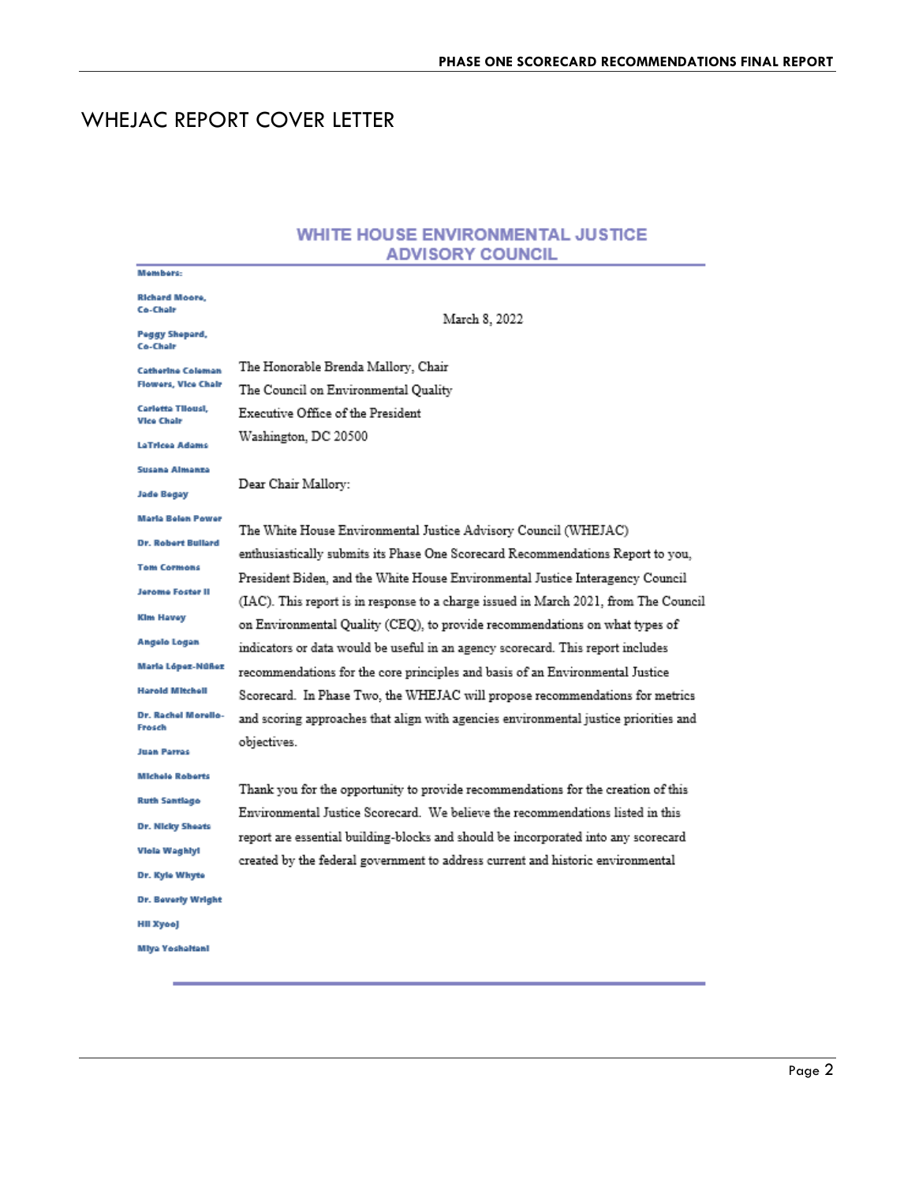# WHEJAC REPORT COVER LETTER

## WHITE HOUSE ENVIRONMENTAL JUSTICE ADVISORY COUNCIL

**Members:**

**Richard Moore, Co-Chair**

**Peggy Shepard, Co-Chair**

**Catherine Coleman Flowers, Vice Chair**

**Carletta Tilousi, Vice Chair**

**LaTricea Adams**

**Susana Almanza**

**Jade Begay**

**Maria Belen Power**

**Dr. Robert Bullard**

**Tom Cormons**

**Jerome Foster II**

**Kim Havey**

**Angelo Logan**

**Maria López-Núñez**

**Harold Mitchell**

**Dr. Rachel Morello-Frosch**

**Juan Parras**

**Michele Roberts**

**Ruth Santiago**

**Dr. Nicky Sheats**

**Viola Waghiyi**

**Dr. Kyle Whyte**

**Dr. Beverly Wright**

**Hli Xyooj**

**Miya Yoshitani**

March 8, 2022

The Honorable Brenda Mallory, Chair
The Council on Environmental Quality
Executive Office of the President
Washington, DC 20500

Dear Chair Mallory:

The White House Environmental Justice Advisory Council (WHEJAC) enthusiastically submits its Phase One Scorecard Recommendations Report to you, President Biden, and the White House Environmental Justice Interagency Council (IAC). This report is in response to a charge issued in March 2021, from The Council on Environmental Quality (CEQ), to provide recommendations on what types of indicators or data would be useful in an agency scorecard. This report includes recommendations for the core principles and basis of an Environmental Justice Scorecard. In Phase Two, the WHEJAC will propose recommendations for metrics and scoring approaches that align with agencies environmental justice priorities and objectives.

Thank you for the opportunity to provide recommendations for the creation of this Environmental Justice Scorecard. We believe the recommendations listed in this report are essential building-blocks and should be incorporated into any scorecard created by the federal government to address current and historic environmental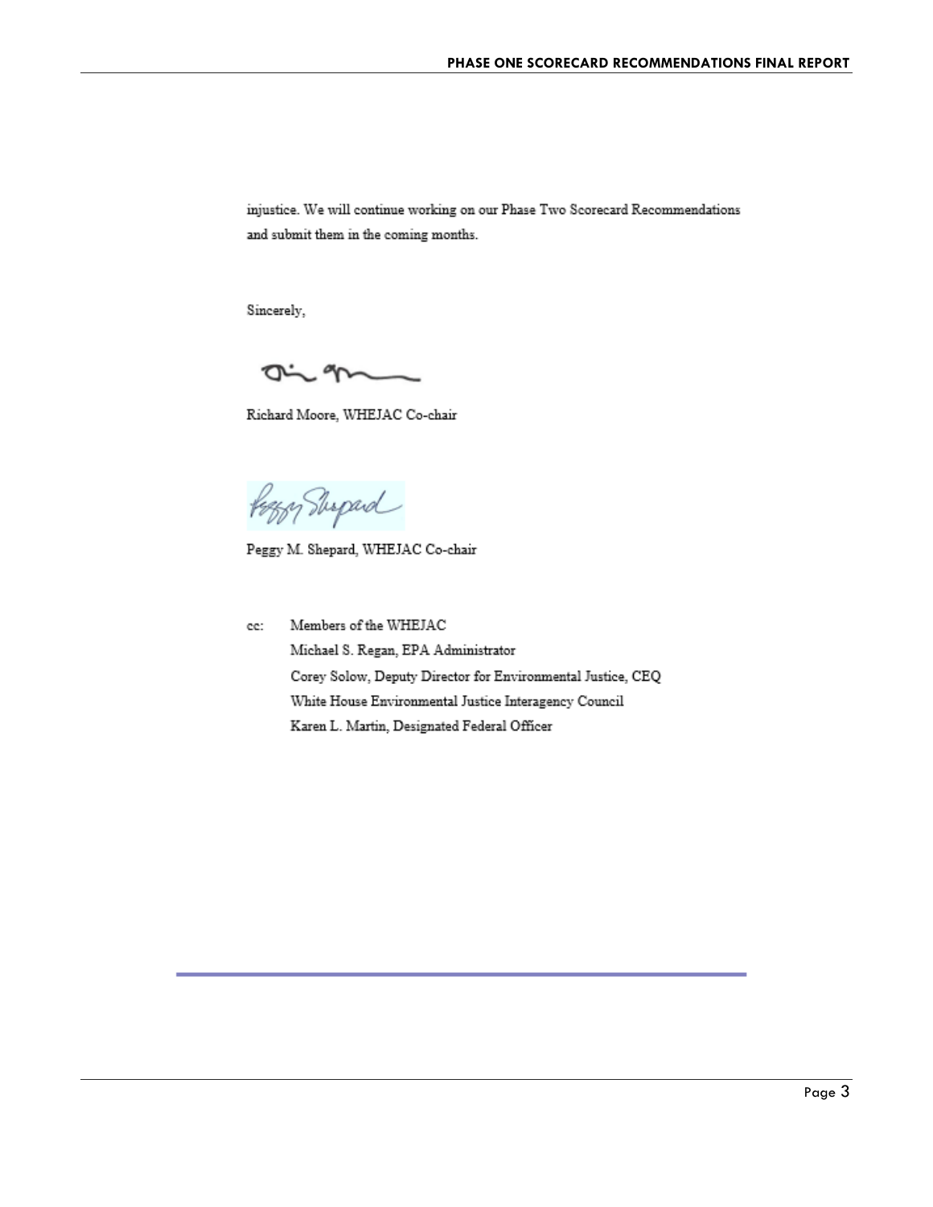injustice. We will continue working on our Phase Two Scorecard Recommendations and submit them in the coming months.

Sincerely,

Richard Moore, WHEJAC Co-chair

Peggy M. Shepard, WHEJAC Co-chair

cc: Members of the WHEJAC
Michael S. Regan, EPA Administrator
Corey Solow, Deputy Director for Environmental Justice, CEQ
White House Environmental Justice Interagency Council
Karen L. Martin, Designated Federal Officer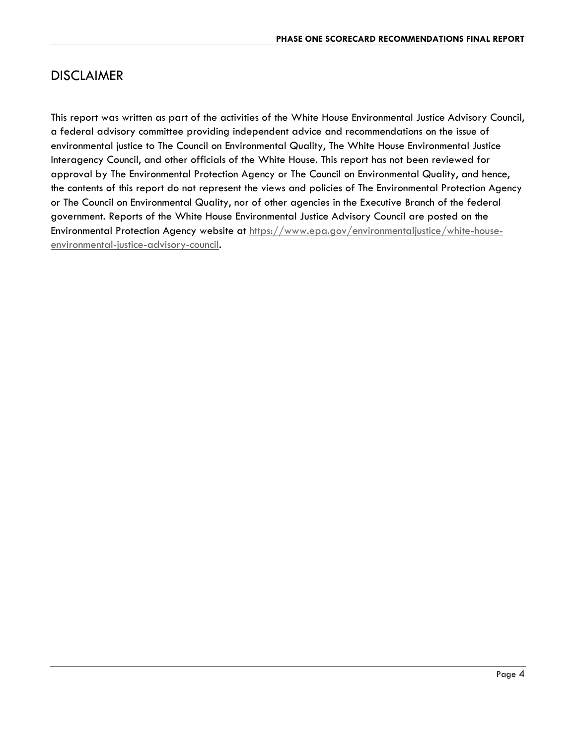# DISCLAIMER

This report was written as part of the activities of the White House Environmental Justice Advisory Council, a federal advisory committee providing independent advice and recommendations on the issue of environmental justice to The Council on Environmental Quality, The White House Environmental Justice Interagency Council, and other officials of the White House. This report has not been reviewed for approval by The Environmental Protection Agency or The Council on Environmental Quality, and hence, the contents of this report do not represent the views and policies of The Environmental Protection Agency or The Council on Environmental Quality, nor of other agencies in the Executive Branch of the federal government. Reports of the White House Environmental Justice Advisory Council are posted on the Environmental Protection Agency website at https://www.epa.gov/environmentaljustice/white-house-environmental-justice-advisory-council.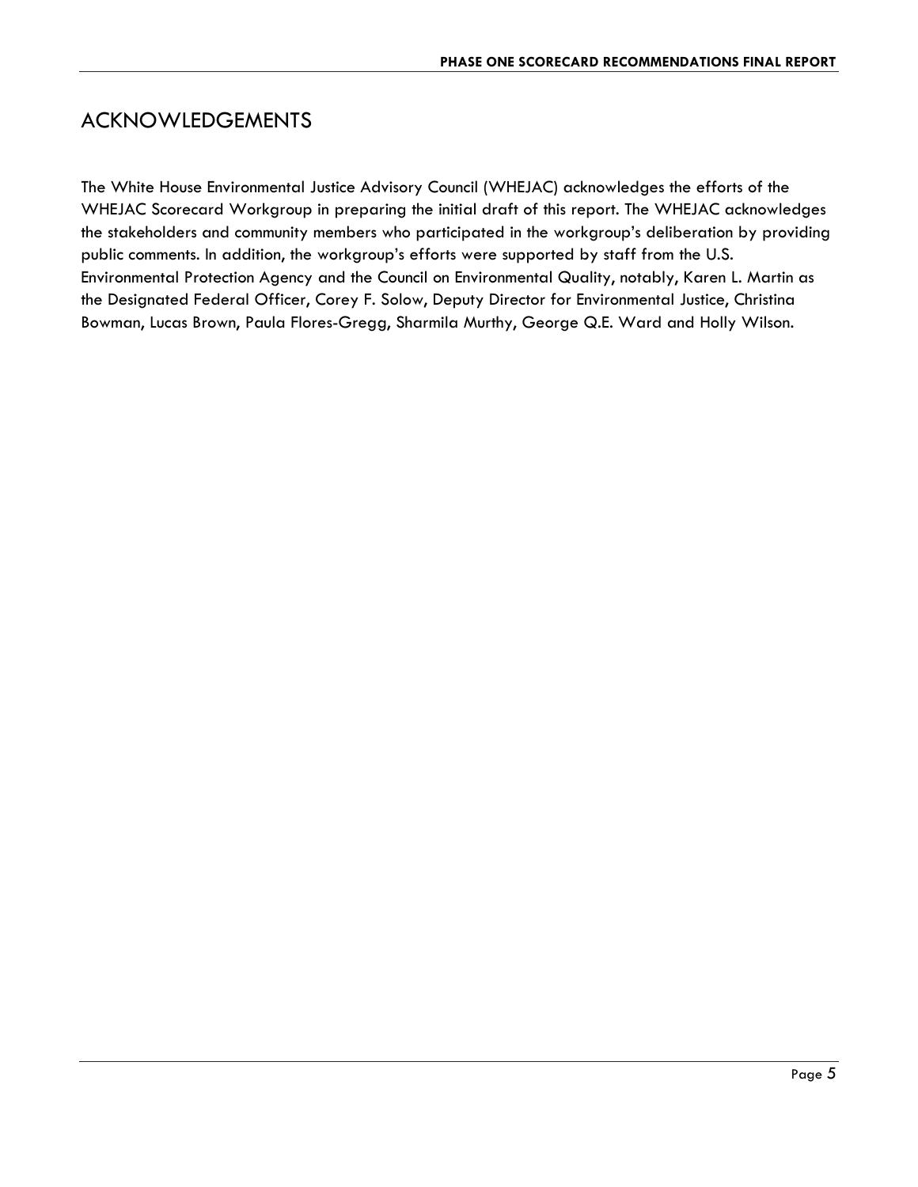# ACKNOWLEDGEMENTS

The White House Environmental Justice Advisory Council (WHEJAC) acknowledges the efforts of the WHEJAC Scorecard Workgroup in preparing the initial draft of this report. The WHEJAC acknowledges the stakeholders and community members who participated in the workgroup's deliberation by providing public comments. In addition, the workgroup's efforts were supported by staff from the U.S. Environmental Protection Agency and the Council on Environmental Quality, notably, Karen L. Martin as the Designated Federal Officer, Corey F. Solow, Deputy Director for Environmental Justice, Christina Bowman, Lucas Brown, Paula Flores-Gregg, Sharmila Murthy, George Q.E. Ward and Holly Wilson.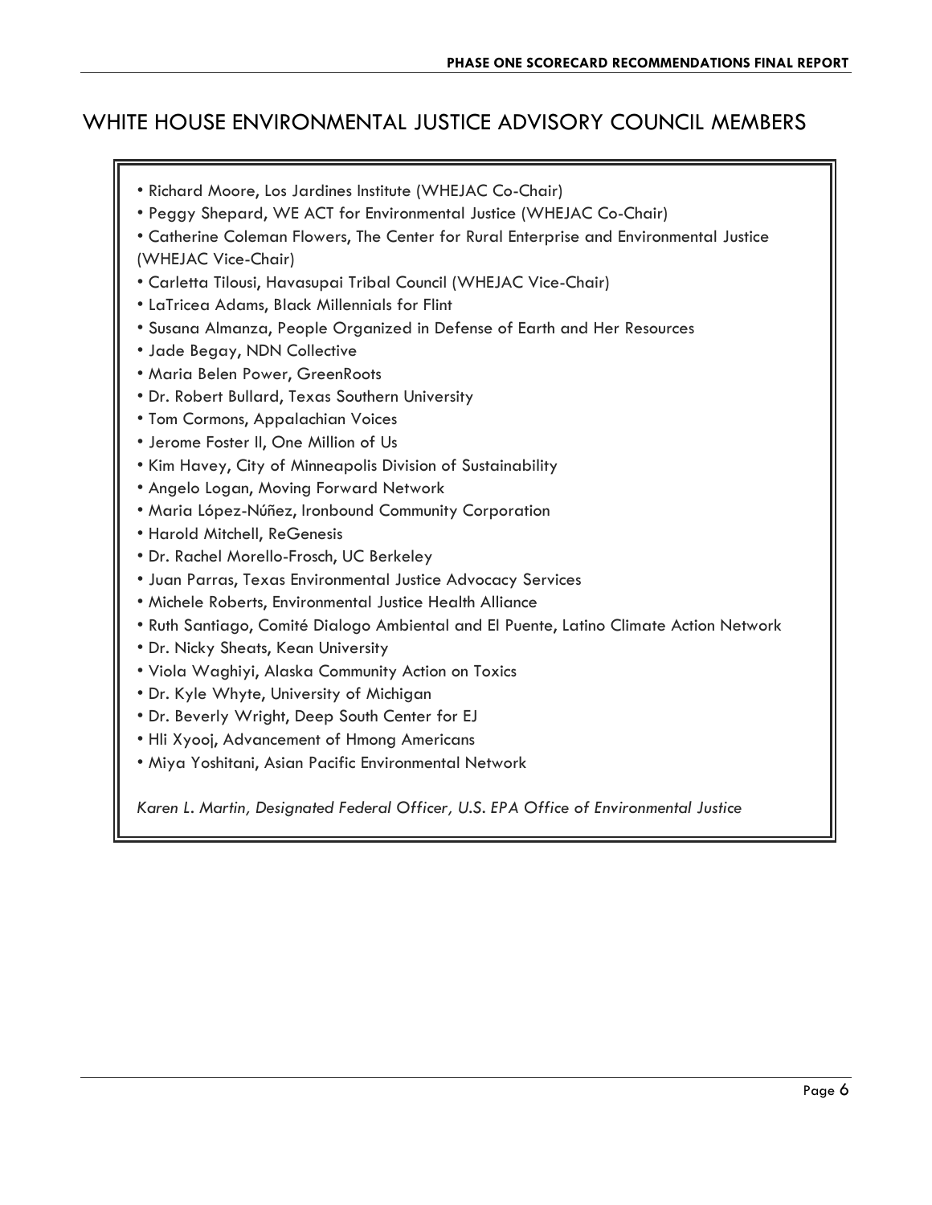# WHITE HOUSE ENVIRONMENTAL JUSTICE ADVISORY COUNCIL MEMBERS

- Richard Moore, Los Jardines Institute (WHEJAC Co-Chair)
- Peggy Shepard, WE ACT for Environmental Justice (WHEJAC Co-Chair)
- Catherine Coleman Flowers, The Center for Rural Enterprise and Environmental Justice (WHEJAC Vice-Chair)
- Carletta Tilousi, Havasupai Tribal Council (WHEJAC Vice-Chair)
- LaTricea Adams, Black Millennials for Flint
- Susana Almanza, People Organized in Defense of Earth and Her Resources
- Jade Begay, NDN Collective
- Maria Belen Power, GreenRoots
- Dr. Robert Bullard, Texas Southern University
- Tom Cormons, Appalachian Voices
- Jerome Foster II, One Million of Us
- Kim Havey, City of Minneapolis Division of Sustainability
- Angelo Logan, Moving Forward Network
- Maria López-Núñez, Ironbound Community Corporation
- Harold Mitchell, ReGenesis
- Dr. Rachel Morello-Frosch, UC Berkeley
- Juan Parras, Texas Environmental Justice Advocacy Services
- Michele Roberts, Environmental Justice Health Alliance
- Ruth Santiago, Comité Dialogo Ambiental and El Puente, Latino Climate Action Network
- Dr. Nicky Sheats, Kean University
- Viola Waghiyi, Alaska Community Action on Toxics
- Dr. Kyle Whyte, University of Michigan
- Dr. Beverly Wright, Deep South Center for EJ
- Hli Xyooj, Advancement of Hmong Americans
- Miya Yoshitani, Asian Pacific Environmental Network

*Karen L. Martin, Designated Federal Officer, U.S. EPA Office of Environmental Justice*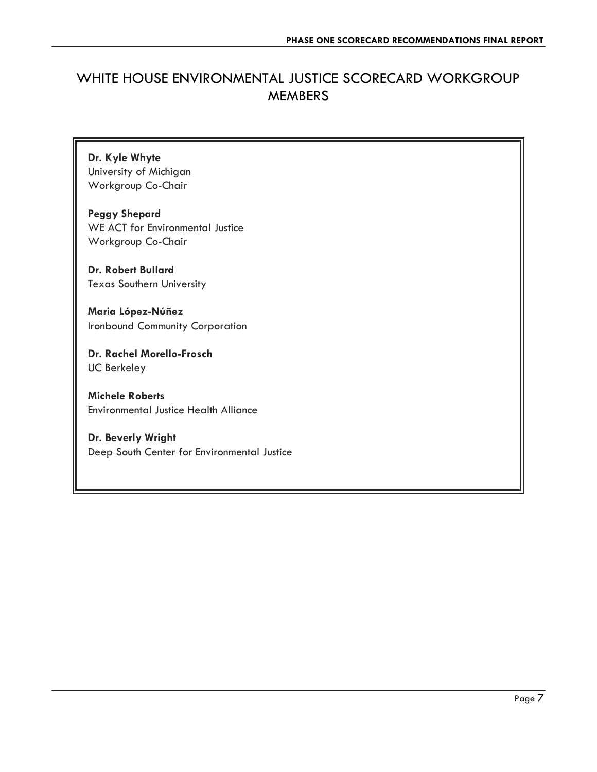# WHITE HOUSE ENVIRONMENTAL JUSTICE SCORECARD WORKGROUP MEMBERS

**Dr. Kyle Whyte**
University of Michigan
Workgroup Co-Chair

**Peggy Shepard**
WE ACT for Environmental Justice
Workgroup Co-Chair

**Dr. Robert Bullard**
Texas Southern University

**Maria López-Núñez**
Ironbound Community Corporation

**Dr. Rachel Morello-Frosch**
UC Berkeley

**Michele Roberts**
Environmental Justice Health Alliance

**Dr. Beverly Wright**
Deep South Center for Environmental Justice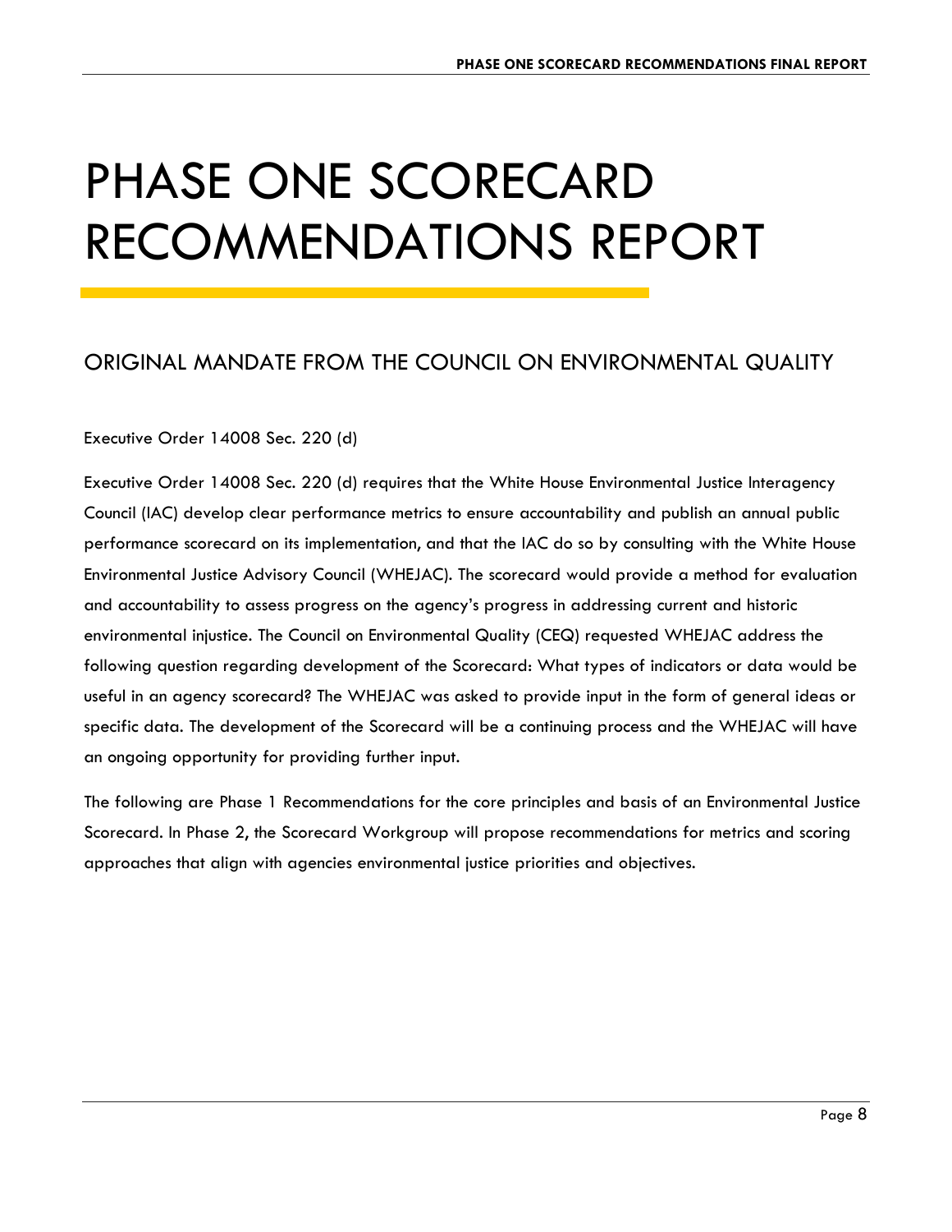# PHASE ONE SCORECARD RECOMMENDATIONS REPORT

## ORIGINAL MANDATE FROM THE COUNCIL ON ENVIRONMENTAL QUALITY

Executive Order 14008 Sec. 220 (d)

Executive Order 14008 Sec. 220 (d) requires that the White House Environmental Justice Interagency Council (IAC) develop clear performance metrics to ensure accountability and publish an annual public performance scorecard on its implementation, and that the IAC do so by consulting with the White House Environmental Justice Advisory Council (WHEJAC). The scorecard would provide a method for evaluation and accountability to assess progress on the agency's progress in addressing current and historic environmental injustice. The Council on Environmental Quality (CEQ) requested WHEJAC address the following question regarding development of the Scorecard: What types of indicators or data would be useful in an agency scorecard? The WHEJAC was asked to provide input in the form of general ideas or specific data. The development of the Scorecard will be a continuing process and the WHEJAC will have an ongoing opportunity for providing further input.

The following are Phase 1 Recommendations for the core principles and basis of an Environmental Justice Scorecard. In Phase 2, the Scorecard Workgroup will propose recommendations for metrics and scoring approaches that align with agencies environmental justice priorities and objectives.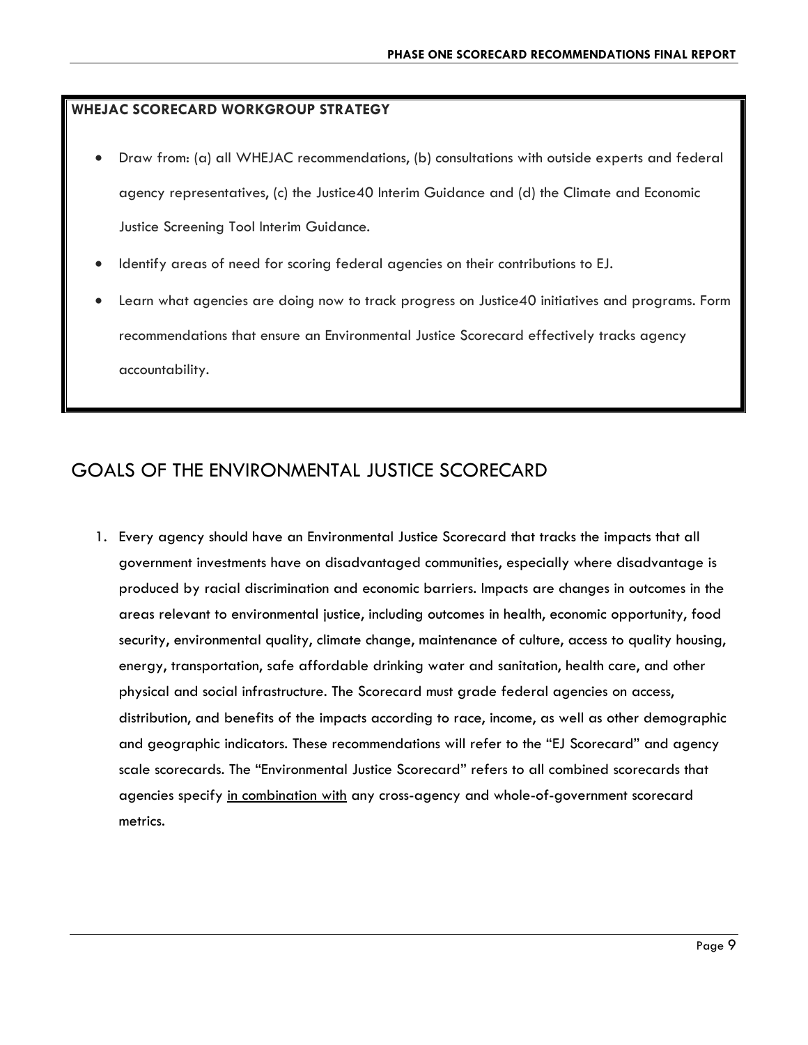**WHEJAC SCORECARD WORKGROUP STRATEGY**

- Draw from: (a) all WHEJAC recommendations, (b) consultations with outside experts and federal agency representatives, (c) the Justice40 Interim Guidance and (d) the Climate and Economic Justice Screening Tool Interim Guidance.
- Identify areas of need for scoring federal agencies on their contributions to EJ.
- Learn what agencies are doing now to track progress on Justice40 initiatives and programs. Form recommendations that ensure an Environmental Justice Scorecard effectively tracks agency accountability.

## GOALS OF THE ENVIRONMENTAL JUSTICE SCORECARD

1. Every agency should have an Environmental Justice Scorecard that tracks the impacts that all government investments have on disadvantaged communities, especially where disadvantage is produced by racial discrimination and economic barriers. Impacts are changes in outcomes in the areas relevant to environmental justice, including outcomes in health, economic opportunity, food security, environmental quality, climate change, maintenance of culture, access to quality housing, energy, transportation, safe affordable drinking water and sanitation, health care, and other physical and social infrastructure. The Scorecard must grade federal agencies on access, distribution, and benefits of the impacts according to race, income, as well as other demographic and geographic indicators. These recommendations will refer to the "EJ Scorecard" and agency scale scorecards. The "Environmental Justice Scorecard" refers to all combined scorecards that agencies specify <u>in combination with</u> any cross-agency and whole-of-government scorecard metrics.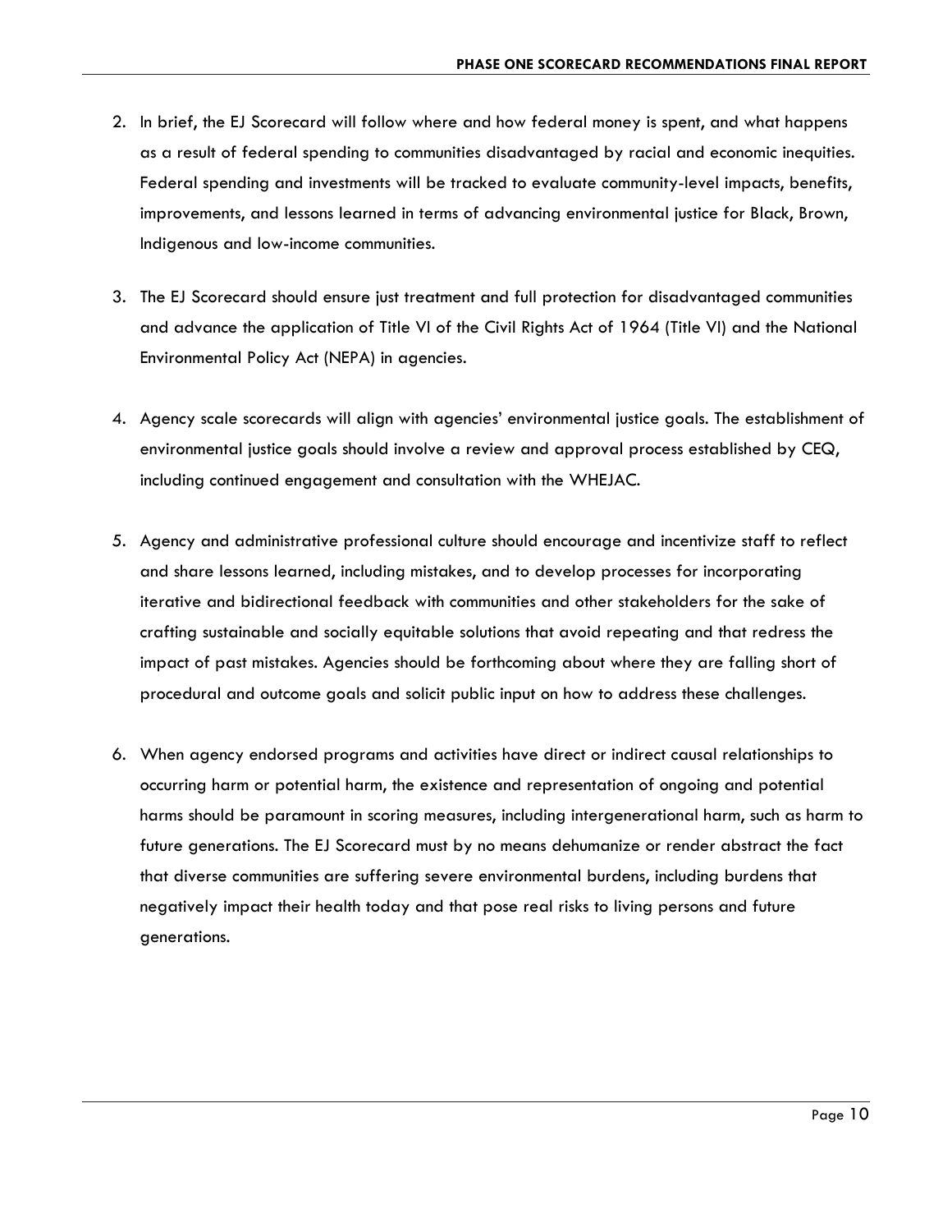2. In brief, the EJ Scorecard will follow where and how federal money is spent, and what happens as a result of federal spending to communities disadvantaged by racial and economic inequities. Federal spending and investments will be tracked to evaluate community-level impacts, benefits, improvements, and lessons learned in terms of advancing environmental justice for Black, Brown, Indigenous and low-income communities.

3. The EJ Scorecard should ensure just treatment and full protection for disadvantaged communities and advance the application of Title VI of the Civil Rights Act of 1964 (Title VI) and the National Environmental Policy Act (NEPA) in agencies.

4. Agency scale scorecards will align with agencies' environmental justice goals. The establishment of environmental justice goals should involve a review and approval process established by CEQ, including continued engagement and consultation with the WHEJAC.

5. Agency and administrative professional culture should encourage and incentivize staff to reflect and share lessons learned, including mistakes, and to develop processes for incorporating iterative and bidirectional feedback with communities and other stakeholders for the sake of crafting sustainable and socially equitable solutions that avoid repeating and that redress the impact of past mistakes. Agencies should be forthcoming about where they are falling short of procedural and outcome goals and solicit public input on how to address these challenges.

6. When agency endorsed programs and activities have direct or indirect causal relationships to occurring harm or potential harm, the existence and representation of ongoing and potential harms should be paramount in scoring measures, including intergenerational harm, such as harm to future generations. The EJ Scorecard must by no means dehumanize or render abstract the fact that diverse communities are suffering severe environmental burdens, including burdens that negatively impact their health today and that pose real risks to living persons and future generations.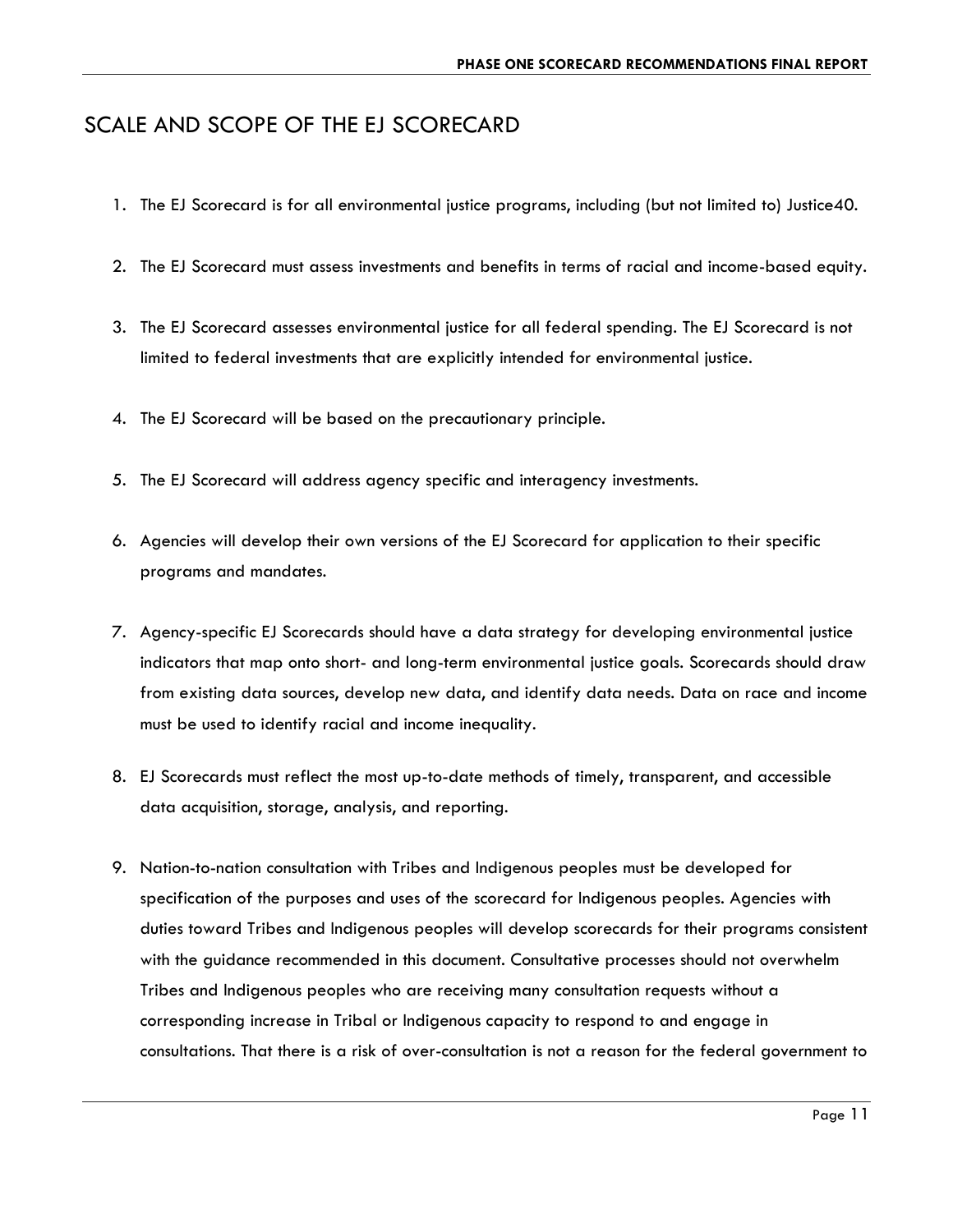## SCALE AND SCOPE OF THE EJ SCORECARD

1. The EJ Scorecard is for all environmental justice programs, including (but not limited to) Justice40.
2. The EJ Scorecard must assess investments and benefits in terms of racial and income-based equity.
3. The EJ Scorecard assesses environmental justice for all federal spending. The EJ Scorecard is not limited to federal investments that are explicitly intended for environmental justice.
4. The EJ Scorecard will be based on the precautionary principle.
5. The EJ Scorecard will address agency specific and interagency investments.
6. Agencies will develop their own versions of the EJ Scorecard for application to their specific programs and mandates.
7. Agency-specific EJ Scorecards should have a data strategy for developing environmental justice indicators that map onto short- and long-term environmental justice goals. Scorecards should draw from existing data sources, develop new data, and identify data needs. Data on race and income must be used to identify racial and income inequality.
8. EJ Scorecards must reflect the most up-to-date methods of timely, transparent, and accessible data acquisition, storage, analysis, and reporting.
9. Nation-to-nation consultation with Tribes and Indigenous peoples must be developed for specification of the purposes and uses of the scorecard for Indigenous peoples. Agencies with duties toward Tribes and Indigenous peoples will develop scorecards for their programs consistent with the guidance recommended in this document. Consultative processes should not overwhelm Tribes and Indigenous peoples who are receiving many consultation requests without a corresponding increase in Tribal or Indigenous capacity to respond to and engage in consultations. That there is a risk of over-consultation is not a reason for the federal government to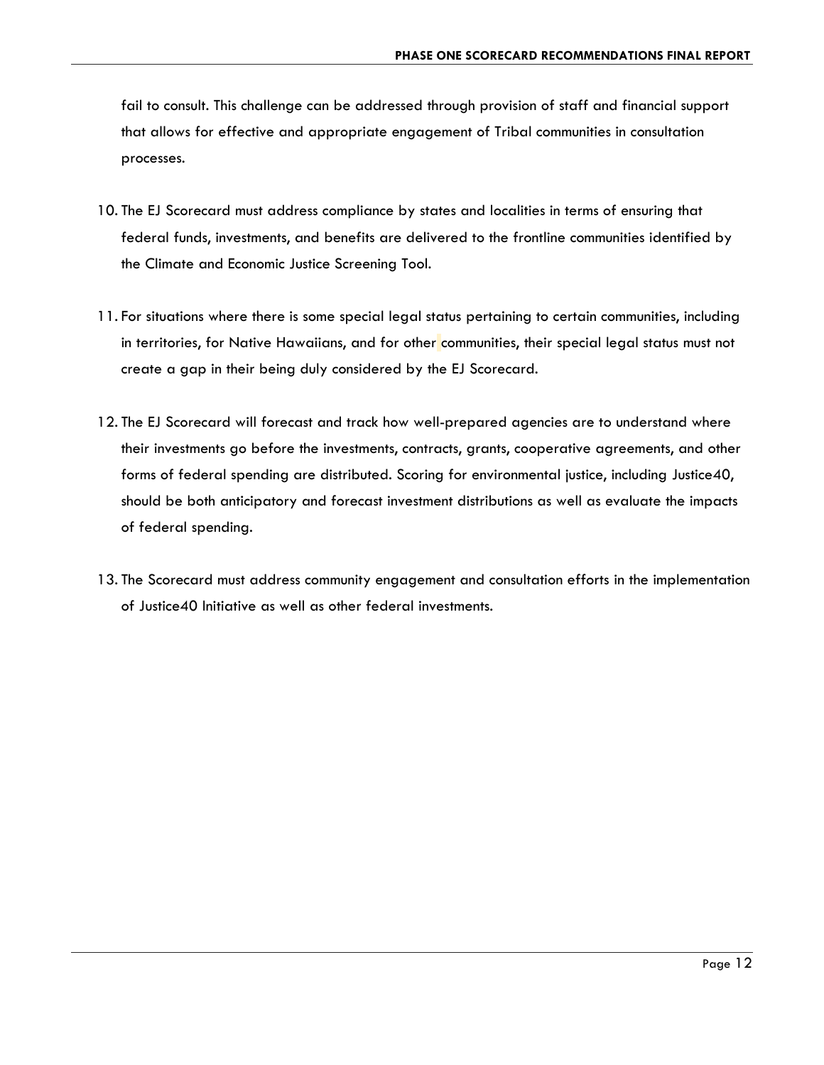fail to consult. This challenge can be addressed through provision of staff and financial support that allows for effective and appropriate engagement of Tribal communities in consultation processes.

10. The EJ Scorecard must address compliance by states and localities in terms of ensuring that federal funds, investments, and benefits are delivered to the frontline communities identified by the Climate and Economic Justice Screening Tool.

11. For situations where there is some special legal status pertaining to certain communities, including in territories, for Native Hawaiians, and for other communities, their special legal status must not create a gap in their being duly considered by the EJ Scorecard.

12. The EJ Scorecard will forecast and track how well-prepared agencies are to understand where their investments go before the investments, contracts, grants, cooperative agreements, and other forms of federal spending are distributed. Scoring for environmental justice, including Justice40, should be both anticipatory and forecast investment distributions as well as evaluate the impacts of federal spending.

13. The Scorecard must address community engagement and consultation efforts in the implementation of Justice40 Initiative as well as other federal investments.